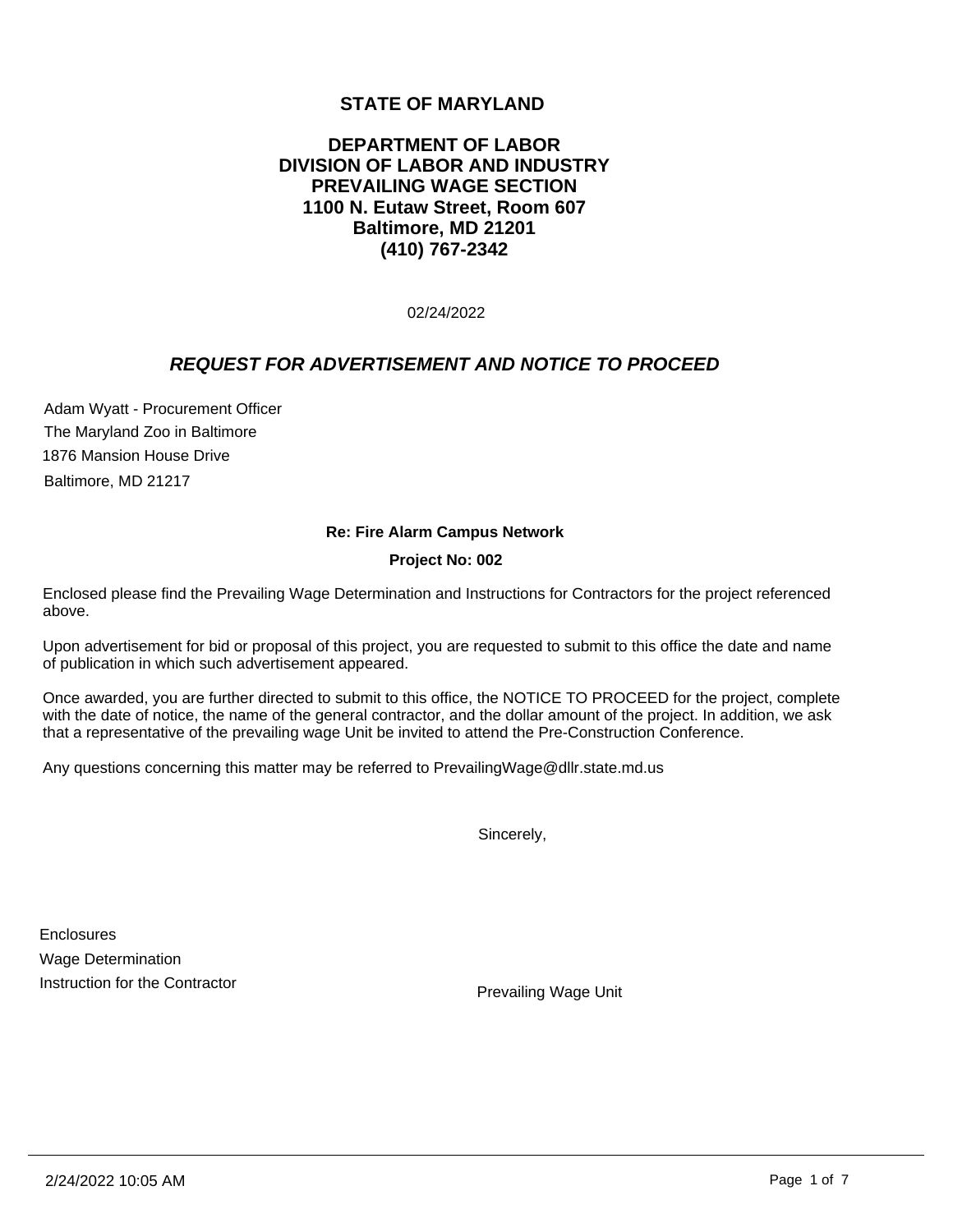# STATE OF MARYLAND

## DEPARTMENT OF LABOR
## DIVISION OF LABOR AND INDUSTRY
## PREVAILING WAGE SECTION
## 1100 N. Eutaw Street, Room 607
## Baltimore, MD 21201
## (410) 767-2342

02/24/2022

## *REQUEST FOR ADVERTISEMENT AND NOTICE TO PROCEED*

Adam Wyatt - Procurement Officer
The Maryland Zoo in Baltimore
1876 Mansion House Drive
Baltimore, MD 21217

**Re: Fire Alarm Campus Network**

**Project No: 002**

Enclosed please find the Prevailing Wage Determination and Instructions for Contractors for the project referenced above.

Upon advertisement for bid or proposal of this project, you are requested to submit to this office the date and name of publication in which such advertisement appeared.

Once awarded, you are further directed to submit to this office, the NOTICE TO PROCEED for the project, complete with the date of notice, the name of the general contractor, and the dollar amount of the project. In addition, we ask that a representative of the prevailing wage Unit be invited to attend the Pre-Construction Conference.

Any questions concerning this matter may be referred to PrevailingWage@dllr.state.md.us

Sincerely,

Prevailing Wage Unit

Enclosures
Wage Determination
Instruction for the Contractor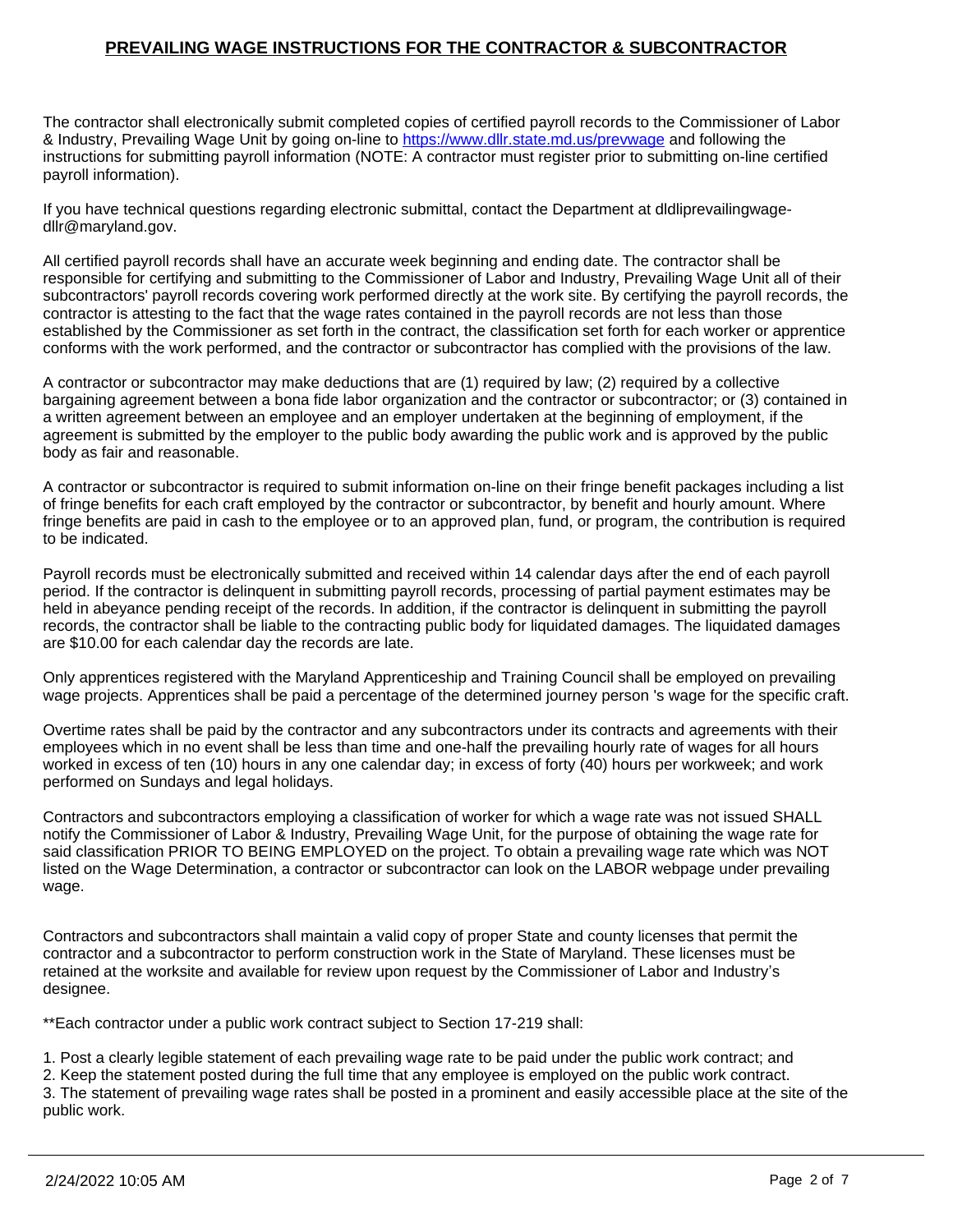## PREVAILING WAGE INSTRUCTIONS FOR THE CONTRACTOR & SUBCONTRACTOR

The contractor shall electronically submit completed copies of certified payroll records to the Commissioner of Labor & Industry, Prevailing Wage Unit by going on-line to https://www.dllr.state.md.us/prevwage and following the instructions for submitting payroll information (NOTE: A contractor must register prior to submitting on-line certified payroll information).

If you have technical questions regarding electronic submittal, contact the Department at dldliprevailingwage-dllr@maryland.gov.

All certified payroll records shall have an accurate week beginning and ending date. The contractor shall be responsible for certifying and submitting to the Commissioner of Labor and Industry, Prevailing Wage Unit all of their subcontractors' payroll records covering work performed directly at the work site. By certifying the payroll records, the contractor is attesting to the fact that the wage rates contained in the payroll records are not less than those established by the Commissioner as set forth in the contract, the classification set forth for each worker or apprentice conforms with the work performed, and the contractor or subcontractor has complied with the provisions of the law.

A contractor or subcontractor may make deductions that are (1) required by law; (2) required by a collective bargaining agreement between a bona fide labor organization and the contractor or subcontractor; or (3) contained in a written agreement between an employee and an employer undertaken at the beginning of employment, if the agreement is submitted by the employer to the public body awarding the public work and is approved by the public body as fair and reasonable.

A contractor or subcontractor is required to submit information on-line on their fringe benefit packages including a list of fringe benefits for each craft employed by the contractor or subcontractor, by benefit and hourly amount. Where fringe benefits are paid in cash to the employee or to an approved plan, fund, or program, the contribution is required to be indicated.

Payroll records must be electronically submitted and received within 14 calendar days after the end of each payroll period. If the contractor is delinquent in submitting payroll records, processing of partial payment estimates may be held in abeyance pending receipt of the records. In addition, if the contractor is delinquent in submitting the payroll records, the contractor shall be liable to the contracting public body for liquidated damages. The liquidated damages are $10.00 for each calendar day the records are late.

Only apprentices registered with the Maryland Apprenticeship and Training Council shall be employed on prevailing wage projects. Apprentices shall be paid a percentage of the determined journey person 's wage for the specific craft.

Overtime rates shall be paid by the contractor and any subcontractors under its contracts and agreements with their employees which in no event shall be less than time and one-half the prevailing hourly rate of wages for all hours worked in excess of ten (10) hours in any one calendar day; in excess of forty (40) hours per workweek; and work performed on Sundays and legal holidays.

Contractors and subcontractors employing a classification of worker for which a wage rate was not issued SHALL notify the Commissioner of Labor & Industry, Prevailing Wage Unit, for the purpose of obtaining the wage rate for said classification PRIOR TO BEING EMPLOYED on the project. To obtain a prevailing wage rate which was NOT listed on the Wage Determination, a contractor or subcontractor can look on the LABOR webpage under prevailing wage.

Contractors and subcontractors shall maintain a valid copy of proper State and county licenses that permit the contractor and a subcontractor to perform construction work in the State of Maryland. These licenses must be retained at the worksite and available for review upon request by the Commissioner of Labor and Industry's designee.

**Each contractor under a public work contract subject to Section 17-219 shall:

1. Post a clearly legible statement of each prevailing wage rate to be paid under the public work contract; and
2. Keep the statement posted during the full time that any employee is employed on the public work contract.
3. The statement of prevailing wage rates shall be posted in a prominent and easily accessible place at the site of the public work.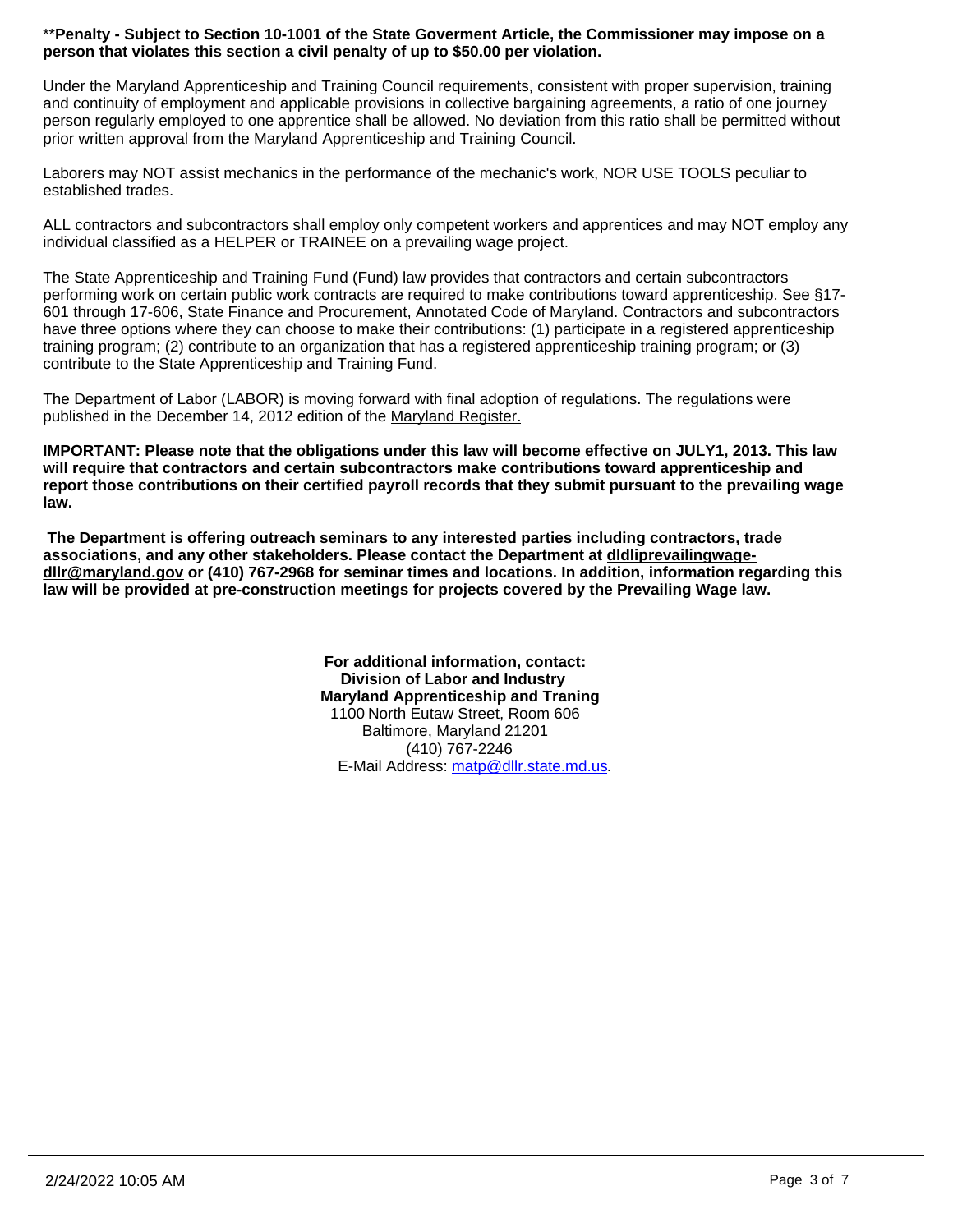****Penalty - Subject to Section 10-1001 of the State Goverment Article, the Commissioner may impose on a person that violates this section a civil penalty of up to $50.00 per violation.**

Under the Maryland Apprenticeship and Training Council requirements, consistent with proper supervision, training and continuity of employment and applicable provisions in collective bargaining agreements, a ratio of one journey person regularly employed to one apprentice shall be allowed. No deviation from this ratio shall be permitted without prior written approval from the Maryland Apprenticeship and Training Council.

Laborers may NOT assist mechanics in the performance of the mechanic's work, NOR USE TOOLS peculiar to established trades.

ALL contractors and subcontractors shall employ only competent workers and apprentices and may NOT employ any individual classified as a HELPER or TRAINEE on a prevailing wage project.

The State Apprenticeship and Training Fund (Fund) law provides that contractors and certain subcontractors performing work on certain public work contracts are required to make contributions toward apprenticeship. See §17-601 through 17-606, State Finance and Procurement, Annotated Code of Maryland. Contractors and subcontractors have three options where they can choose to make their contributions: (1) participate in a registered apprenticeship training program; (2) contribute to an organization that has a registered apprenticeship training program; or (3) contribute to the State Apprenticeship and Training Fund.

The Department of Labor (LABOR) is moving forward with final adoption of regulations. The regulations were published in the December 14, 2012 edition of the Maryland Register.

**IMPORTANT: Please note that the obligations under this law will become effective on JULY1, 2013. This law will require that contractors and certain subcontractors make contributions toward apprenticeship and report those contributions on their certified payroll records that they submit pursuant to the prevailing wage law.**

**The Department is offering outreach seminars to any interested parties including contractors, trade associations, and any other stakeholders. Please contact the Department at dldliprevailingwage-dllr@maryland.gov or (410) 767-2968 for seminar times and locations. In addition, information regarding this law will be provided at pre-construction meetings for projects covered by the Prevailing Wage law.**

**For additional information, contact:**
**Division of Labor and Industry**
**Maryland Apprenticeship and Traning**
1100 North Eutaw Street, Room 606
Baltimore, Maryland 21201
(410) 767-2246
E-Mail Address: matp@dllr.state.md.us.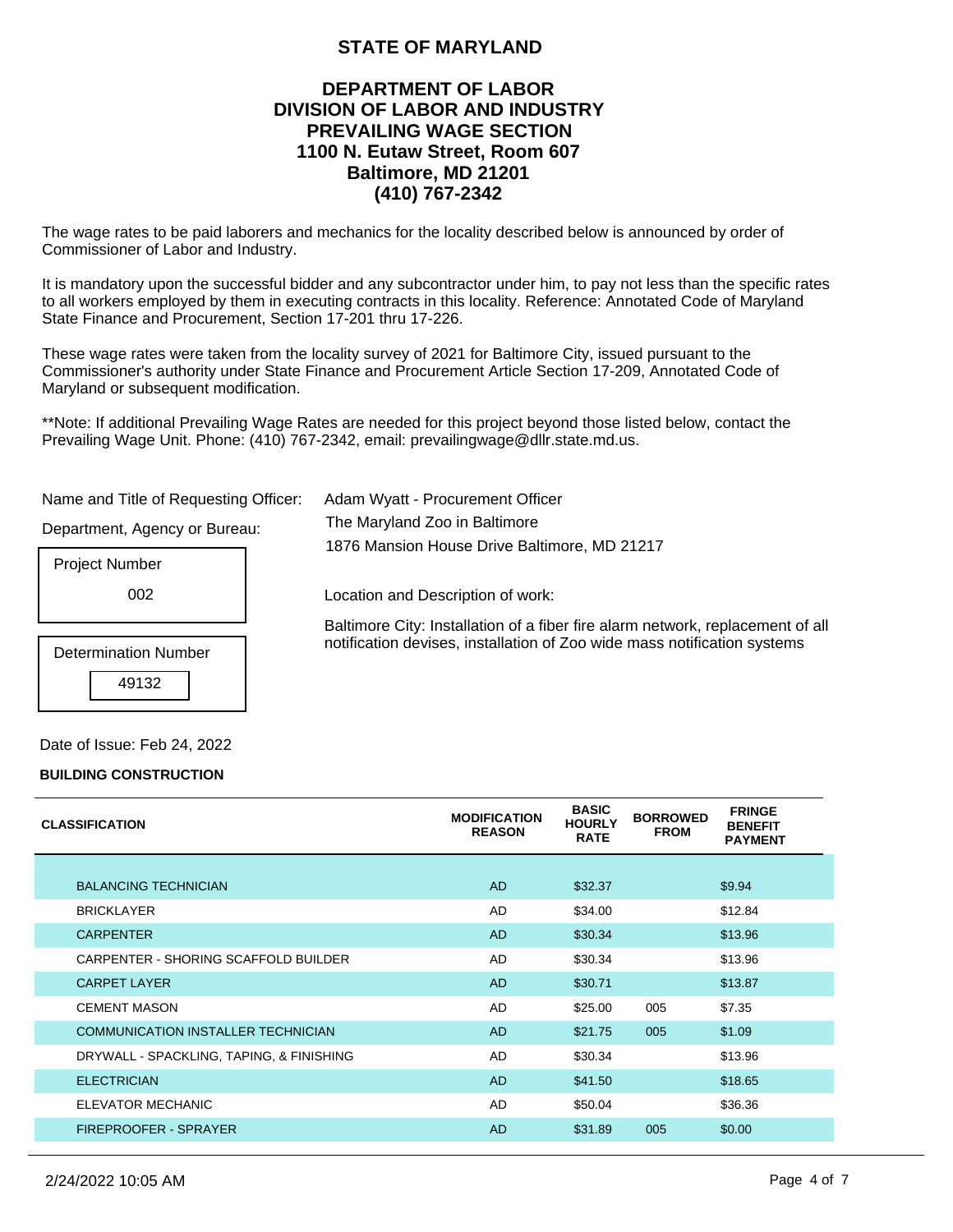# STATE OF MARYLAND

## DEPARTMENT OF LABOR
## DIVISION OF LABOR AND INDUSTRY
## PREVAILING WAGE SECTION
## 1100 N. Eutaw Street, Room 607
## Baltimore, MD 21201
## (410) 767-2342

The wage rates to be paid laborers and mechanics for the locality described below is announced by order of Commissioner of Labor and Industry.

It is mandatory upon the successful bidder and any subcontractor under him, to pay not less than the specific rates to all workers employed by them in executing contracts in this locality. Reference: Annotated Code of Maryland State Finance and Procurement, Section 17-201 thru 17-226.

These wage rates were taken from the locality survey of 2021 for Baltimore City, issued pursuant to the Commissioner's authority under State Finance and Procurement Article Section 17-209, Annotated Code of Maryland or subsequent modification.

**Note: If additional Prevailing Wage Rates are needed for this project beyond those listed below, contact the Prevailing Wage Unit. Phone: (410) 767-2342, email: prevailingwage@dllr.state.md.us.

Name and Title of Requesting Officer: Adam Wyatt - Procurement Officer

Department, Agency or Bureau: The Maryland Zoo in Baltimore
1876 Mansion House Drive Baltimore, MD 21217

Project Number: 002

Determination Number: 49132

Location and Description of work:

Baltimore City: Installation of a fiber fire alarm network, replacement of all notification devises, installation of Zoo wide mass notification systems

Date of Issue: Feb 24, 2022

**BUILDING CONSTRUCTION**

| CLASSIFICATION | MODIFICATION REASON | BASIC HOURLY RATE | BORROWED FROM | FRINGE BENEFIT PAYMENT |
|---|---|---|---|---|
| BALANCING TECHNICIAN | AD | $32.37 | | $9.94 |
| BRICKLAYER | AD | $34.00 | | $12.84 |
| CARPENTER | AD | $30.34 | | $13.96 |
| CARPENTER - SHORING SCAFFOLD BUILDER | AD | $30.34 | | $13.96 |
| CARPET LAYER | AD | $30.71 | | $13.87 |
| CEMENT MASON | AD | $25.00 | 005 | $7.35 |
| COMMUNICATION INSTALLER TECHNICIAN | AD | $21.75 | 005 | $1.09 |
| DRYWALL - SPACKLING, TAPING, & FINISHING | AD | $30.34 | | $13.96 |
| ELECTRICIAN | AD | $41.50 | | $18.65 |
| ELEVATOR MECHANIC | AD | $50.04 | | $36.36 |
| FIREPROOFER - SPRAYER | AD | $31.89 | 005 | $0.00 |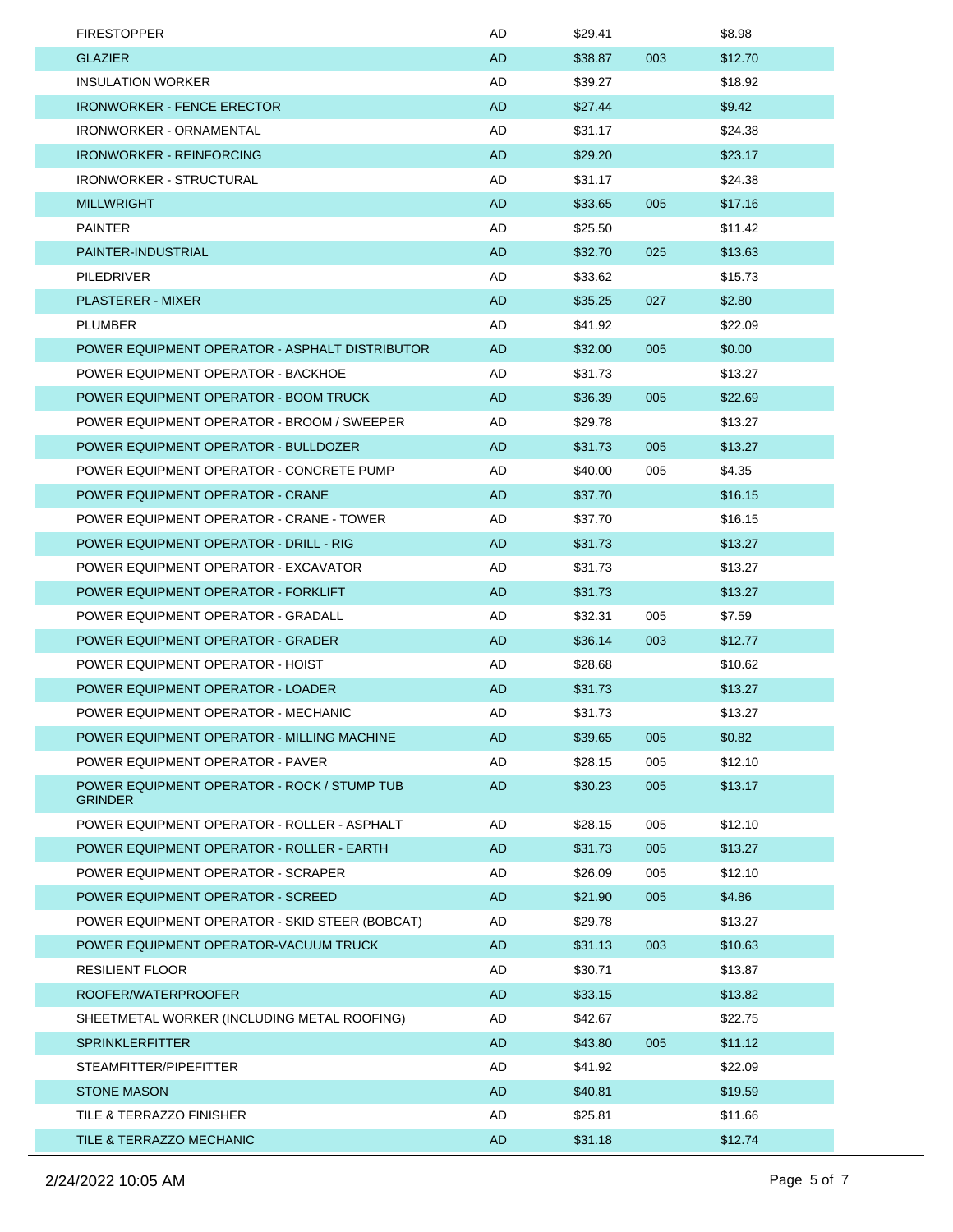| | | | | |
|---|---|---|---|---|
| FIRESTOPPER | AD | $29.41 | | $8.98 |
| GLAZIER | AD | $38.87 | 003 | $12.70 |
| INSULATION WORKER | AD | $39.27 | | $18.92 |
| IRONWORKER - FENCE ERECTOR | AD | $27.44 | | $9.42 |
| IRONWORKER - ORNAMENTAL | AD | $31.17 | | $24.38 |
| IRONWORKER - REINFORCING | AD | $29.20 | | $23.17 |
| IRONWORKER - STRUCTURAL | AD | $31.17 | | $24.38 |
| MILLWRIGHT | AD | $33.65 | 005 | $17.16 |
| PAINTER | AD | $25.50 | | $11.42 |
| PAINTER-INDUSTRIAL | AD | $32.70 | 025 | $13.63 |
| PILEDRIVER | AD | $33.62 | | $15.73 |
| PLASTERER - MIXER | AD | $35.25 | 027 | $2.80 |
| PLUMBER | AD | $41.92 | | $22.09 |
| POWER EQUIPMENT OPERATOR - ASPHALT DISTRIBUTOR | AD | $32.00 | 005 | $0.00 |
| POWER EQUIPMENT OPERATOR - BACKHOE | AD | $31.73 | | $13.27 |
| POWER EQUIPMENT OPERATOR - BOOM TRUCK | AD | $36.39 | 005 | $22.69 |
| POWER EQUIPMENT OPERATOR - BROOM / SWEEPER | AD | $29.78 | | $13.27 |
| POWER EQUIPMENT OPERATOR - BULLDOZER | AD | $31.73 | 005 | $13.27 |
| POWER EQUIPMENT OPERATOR - CONCRETE PUMP | AD | $40.00 | 005 | $4.35 |
| POWER EQUIPMENT OPERATOR - CRANE | AD | $37.70 | | $16.15 |
| POWER EQUIPMENT OPERATOR - CRANE - TOWER | AD | $37.70 | | $16.15 |
| POWER EQUIPMENT OPERATOR - DRILL - RIG | AD | $31.73 | | $13.27 |
| POWER EQUIPMENT OPERATOR - EXCAVATOR | AD | $31.73 | | $13.27 |
| POWER EQUIPMENT OPERATOR - FORKLIFT | AD | $31.73 | | $13.27 |
| POWER EQUIPMENT OPERATOR - GRADALL | AD | $32.31 | 005 | $7.59 |
| POWER EQUIPMENT OPERATOR - GRADER | AD | $36.14 | 003 | $12.77 |
| POWER EQUIPMENT OPERATOR - HOIST | AD | $28.68 | | $10.62 |
| POWER EQUIPMENT OPERATOR - LOADER | AD | $31.73 | | $13.27 |
| POWER EQUIPMENT OPERATOR - MECHANIC | AD | $31.73 | | $13.27 |
| POWER EQUIPMENT OPERATOR - MILLING MACHINE | AD | $39.65 | 005 | $0.82 |
| POWER EQUIPMENT OPERATOR - PAVER | AD | $28.15 | 005 | $12.10 |
| POWER EQUIPMENT OPERATOR - ROCK / STUMP TUB GRINDER | AD | $30.23 | 005 | $13.17 |
| POWER EQUIPMENT OPERATOR - ROLLER - ASPHALT | AD | $28.15 | 005 | $12.10 |
| POWER EQUIPMENT OPERATOR - ROLLER - EARTH | AD | $31.73 | 005 | $13.27 |
| POWER EQUIPMENT OPERATOR - SCRAPER | AD | $26.09 | 005 | $12.10 |
| POWER EQUIPMENT OPERATOR - SCREED | AD | $21.90 | 005 | $4.86 |
| POWER EQUIPMENT OPERATOR - SKID STEER (BOBCAT) | AD | $29.78 | | $13.27 |
| POWER EQUIPMENT OPERATOR-VACUUM TRUCK | AD | $31.13 | 003 | $10.63 |
| RESILIENT FLOOR | AD | $30.71 | | $13.87 |
| ROOFER/WATERPROOFER | AD | $33.15 | | $13.82 |
| SHEETMETAL WORKER (INCLUDING METAL ROOFING) | AD | $42.67 | | $22.75 |
| SPRINKLERFITTER | AD | $43.80 | 005 | $11.12 |
| STEAMFITTER/PIPEFITTER | AD | $41.92 | | $22.09 |
| STONE MASON | AD | $40.81 | | $19.59 |
| TILE & TERRAZZO FINISHER | AD | $25.81 | | $11.66 |
| TILE & TERRAZZO MECHANIC | AD | $31.18 | | $12.74 |

2/24/2022 10:05 AM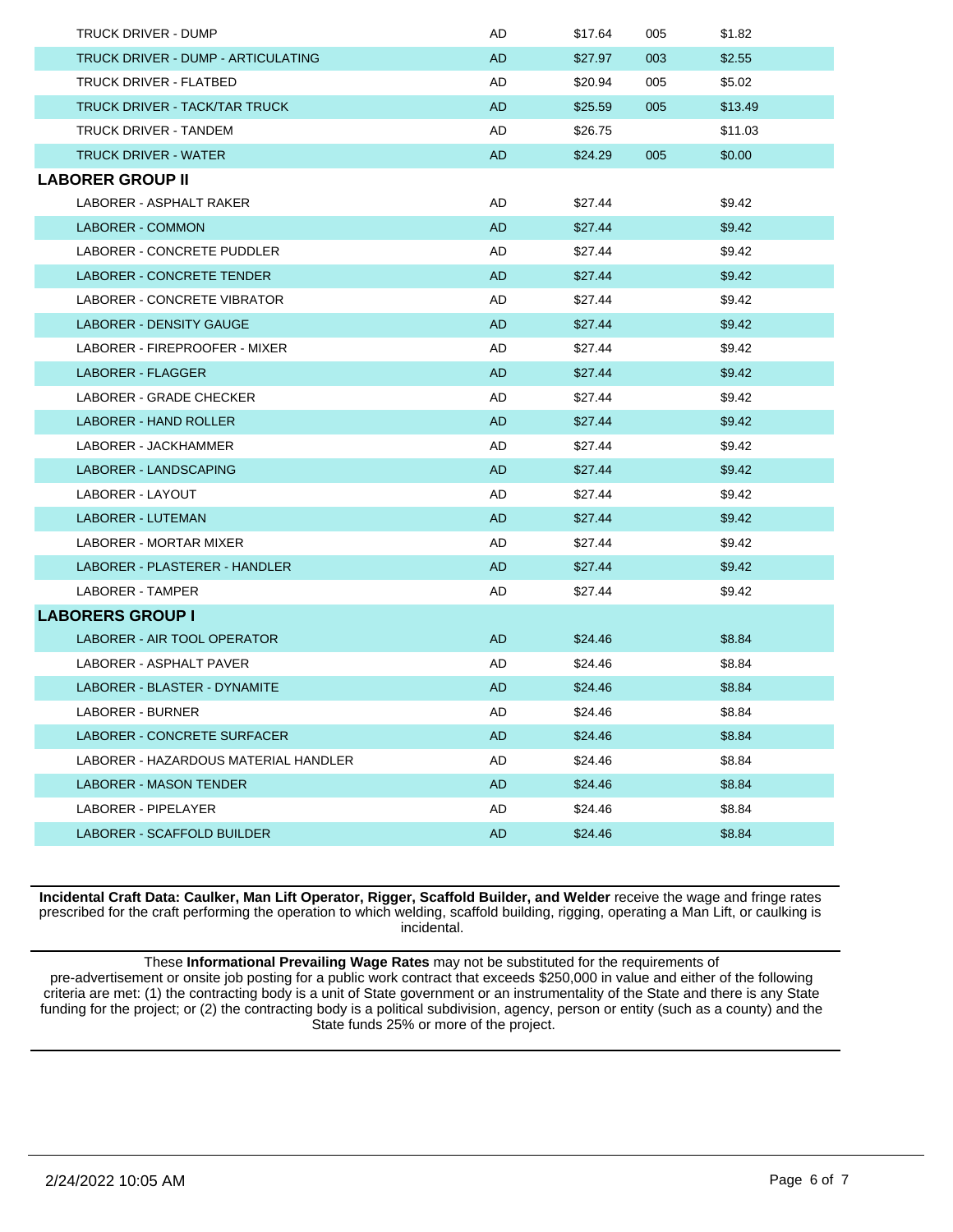| | | | | |
|---|---|---|---|---|
| TRUCK DRIVER - DUMP | AD | $17.64 | 005 | $1.82 |
| TRUCK DRIVER - DUMP - ARTICULATING | AD | $27.97 | 003 | $2.55 |
| TRUCK DRIVER - FLATBED | AD | $20.94 | 005 | $5.02 |
| TRUCK DRIVER - TACK/TAR TRUCK | AD | $25.59 | 005 | $13.49 |
| TRUCK DRIVER - TANDEM | AD | $26.75 | | $11.03 |
| TRUCK DRIVER - WATER | AD | $24.29 | 005 | $0.00 |
| **LABORER GROUP II** | | | | |
| LABORER - ASPHALT RAKER | AD | $27.44 | | $9.42 |
| LABORER - COMMON | AD | $27.44 | | $9.42 |
| LABORER - CONCRETE PUDDLER | AD | $27.44 | | $9.42 |
| LABORER - CONCRETE TENDER | AD | $27.44 | | $9.42 |
| LABORER - CONCRETE VIBRATOR | AD | $27.44 | | $9.42 |
| LABORER - DENSITY GAUGE | AD | $27.44 | | $9.42 |
| LABORER - FIREPROOFER - MIXER | AD | $27.44 | | $9.42 |
| LABORER - FLAGGER | AD | $27.44 | | $9.42 |
| LABORER - GRADE CHECKER | AD | $27.44 | | $9.42 |
| LABORER - HAND ROLLER | AD | $27.44 | | $9.42 |
| LABORER - JACKHAMMER | AD | $27.44 | | $9.42 |
| LABORER - LANDSCAPING | AD | $27.44 | | $9.42 |
| LABORER - LAYOUT | AD | $27.44 | | $9.42 |
| LABORER - LUTEMAN | AD | $27.44 | | $9.42 |
| LABORER - MORTAR MIXER | AD | $27.44 | | $9.42 |
| LABORER - PLASTERER - HANDLER | AD | $27.44 | | $9.42 |
| LABORER - TAMPER | AD | $27.44 | | $9.42 |
| **LABORERS GROUP I** | | | | |
| LABORER - AIR TOOL OPERATOR | AD | $24.46 | | $8.84 |
| LABORER - ASPHALT PAVER | AD | $24.46 | | $8.84 |
| LABORER - BLASTER - DYNAMITE | AD | $24.46 | | $8.84 |
| LABORER - BURNER | AD | $24.46 | | $8.84 |
| LABORER - CONCRETE SURFACER | AD | $24.46 | | $8.84 |
| LABORER - HAZARDOUS MATERIAL HANDLER | AD | $24.46 | | $8.84 |
| LABORER - MASON TENDER | AD | $24.46 | | $8.84 |
| LABORER - PIPELAYER | AD | $24.46 | | $8.84 |
| LABORER - SCAFFOLD BUILDER | AD | $24.46 | | $8.84 |

**Incidental Craft Data: Caulker, Man Lift Operator, Rigger, Scaffold Builder, and Welder** receive the wage and fringe rates prescribed for the craft performing the operation to which welding, scaffold building, rigging, operating a Man Lift, or caulking is incidental.

These **Informational Prevailing Wage Rates** may not be substituted for the requirements of pre-advertisement or onsite job posting for a public work contract that exceeds $250,000 in value and either of the following criteria are met: (1) the contracting body is a unit of State government or an instrumentality of the State and there is any State funding for the project; or (2) the contracting body is a political subdivision, agency, person or entity (such as a county) and the State funds 25% or more of the project.

2/24/2022 10:05 AM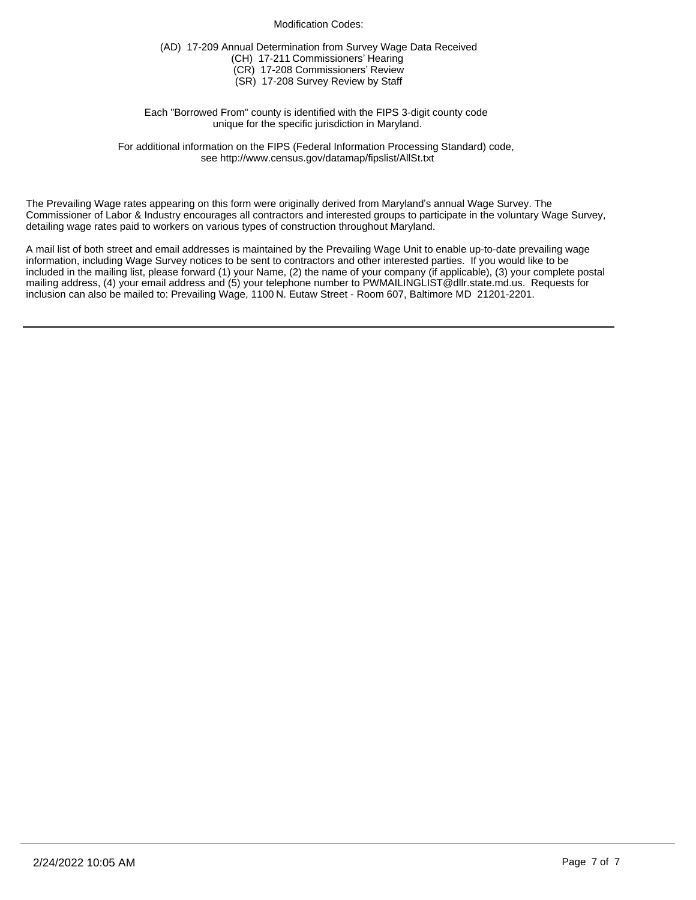Modification Codes:

(AD) 17-209 Annual Determination from Survey Wage Data Received
(CH) 17-211 Commissioners' Hearing
(CR) 17-208 Commissioners' Review
(SR) 17-208 Survey Review by Staff

Each "Borrowed From" county is identified with the FIPS 3-digit county code unique for the specific jurisdiction in Maryland.

For additional information on the FIPS (Federal Information Processing Standard) code, see http://www.census.gov/datamap/fipslist/AllSt.txt

The Prevailing Wage rates appearing on this form were originally derived from Maryland's annual Wage Survey. The Commissioner of Labor & Industry encourages all contractors and interested groups to participate in the voluntary Wage Survey, detailing wage rates paid to workers on various types of construction throughout Maryland.

A mail list of both street and email addresses is maintained by the Prevailing Wage Unit to enable up-to-date prevailing wage information, including Wage Survey notices to be sent to contractors and other interested parties. If you would like to be included in the mailing list, please forward (1) your Name, (2) the name of your company (if applicable), (3) your complete postal mailing address, (4) your email address and (5) your telephone number to PWMAILINGLIST@dllr.state.md.us. Requests for inclusion can also be mailed to: Prevailing Wage, 1100 N. Eutaw Street - Room 607, Baltimore MD 21201-2201.

2/24/2022 10:05 AM